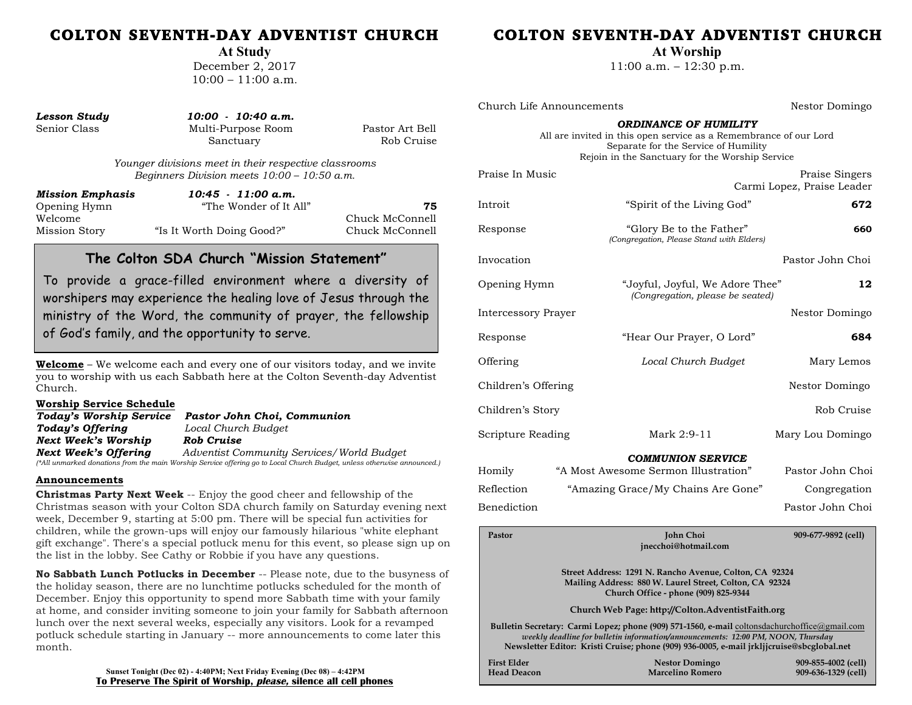# COLTON SEVENTH-DAY ADVENTIST CHURCH

## At Study

December 2, 2017
10:00 – 11:00 a.m.

| ***Lesson Study*** | ***10:00 - 10:40 a.m.*** | |
|---|---|---|
| Senior Class | Multi-Purpose Room | Pastor Art Bell |
| | Sanctuary | Rob Cruise |

*Younger divisions meet in their respective classrooms*
*Beginners Division meets 10:00 – 10:50 a.m.*

| ***Mission Emphasis*** | ***10:45 - 11:00 a.m.*** | |
|---|---|---|
| Opening Hymn | "The Wonder of It All" | **75** |
| Welcome | | Chuck McConnell |
| Mission Story | "Is It Worth Doing Good?" | Chuck McConnell |

### The Colton SDA Church "Mission Statement"

To provide a grace-filled environment where a diversity of worshipers may experience the healing love of Jesus through the ministry of the Word, the community of prayer, the fellowship of God's family, and the opportunity to serve.

**Welcome** – We welcome each and every one of our visitors today, and we invite you to worship with us each Sabbath here at the Colton Seventh-day Adventist Church.

**Worship Service Schedule**

***Today's Worship Service*** ***Pastor John Choi, Communion***
***Today's Offering*** *Local Church Budget*
***Next Week's Worship*** ***Rob Cruise***
***Next Week's Offering*** *Adventist Community Services/World Budget*
*(\*All unmarked donations from the main Worship Service offering go to Local Church Budget, unless otherwise announced.)*

**Announcements**

**Christmas Party Next Week** -- Enjoy the good cheer and fellowship of the Christmas season with your Colton SDA church family on Saturday evening next week, December 9, starting at 5:00 pm. There will be special fun activities for children, while the grown-ups will enjoy our famously hilarious "white elephant gift exchange". There's a special potluck menu for this event, so please sign up on the list in the lobby. See Cathy or Robbie if you have any questions.

**No Sabbath Lunch Potlucks in December** -- Please note, due to the busyness of the holiday season, there are no lunchtime potlucks scheduled for the month of December. Enjoy this opportunity to spend more Sabbath time with your family at home, and consider inviting someone to join your family for Sabbath afternoon lunch over the next several weeks, especially any visitors. Look for a revamped potluck schedule starting in January -- more announcements to come later this month.

**Sunset Tonight (Dec 02) - 4:40PM; Next Friday Evening (Dec 08) – 4:42PM**
**To Preserve The Spirit of Worship, *please,* silence all cell phones**

# COLTON SEVENTH-DAY ADVENTIST CHURCH

## At Worship

11:00 a.m. – 12:30 p.m.

| | | |
|---|---|---|
| Church Life Announcements | | Nestor Domingo |

***ORDINANCE OF HUMILITY***
All are invited in this open service as a Remembrance of our Lord
Separate for the Service of Humility
Rejoin in the Sanctuary for the Worship Service

| | | |
|---|---|---|
| Praise In Music | | Praise Singers<br>Carmi Lopez, Praise Leader |
| Introit | "Spirit of the Living God" | **672** |
| Response | "Glory Be to the Father"<br>*(Congregation, Please Stand with Elders)* | **660** |
| Invocation | | Pastor John Choi |
| Opening Hymn | "Joyful, Joyful, We Adore Thee"<br>*(Congregation, please be seated)* | **12** |
| Intercessory Prayer | | Nestor Domingo |
| Response | "Hear Our Prayer, O Lord" | **684** |
| Offering | *Local Church Budget* | Mary Lemos |
| Children's Offering | | Nestor Domingo |
| Children's Story | | Rob Cruise |
| Scripture Reading | Mark 2:9-11 | Mary Lou Domingo |

***COMMUNION SERVICE***

| | | |
|---|---|---|
| Homily | "A Most Awesome Sermon Illustration" | Pastor John Choi |
| Reflection | "Amazing Grace/My Chains Are Gone" | Congregation |
| Benediction | | Pastor John Choi |

**Pastor** — **John Choi** — **909-677-9892 (cell)**
**jnecchoi@hotmail.com**

**Street Address: 1291 N. Rancho Avenue, Colton, CA 92324**
**Mailing Address: 880 W. Laurel Street, Colton, CA 92324**
**Church Office - phone (909) 825-9344**

**Church Web Page: http://Colton.AdventistFaith.org**

**Bulletin Secretary: Carmi Lopez; phone (909) 571-1560, e-mail** coltonsdachurchoffice@gmail.com
***weekly deadline for bulletin information/announcements: 12:00 PM, NOON, Thursday***
**Newsletter Editor: Kristi Cruise; phone (909) 936-0005, e-mail jrkljjcruise@sbcglobal.net**

| | | |
|---|---|---|
| **First Elder** | **Nestor Domingo** | **909-855-4002 (cell)** |
| **Head Deacon** | **Marcelino Romero** | **909-636-1329 (cell)** |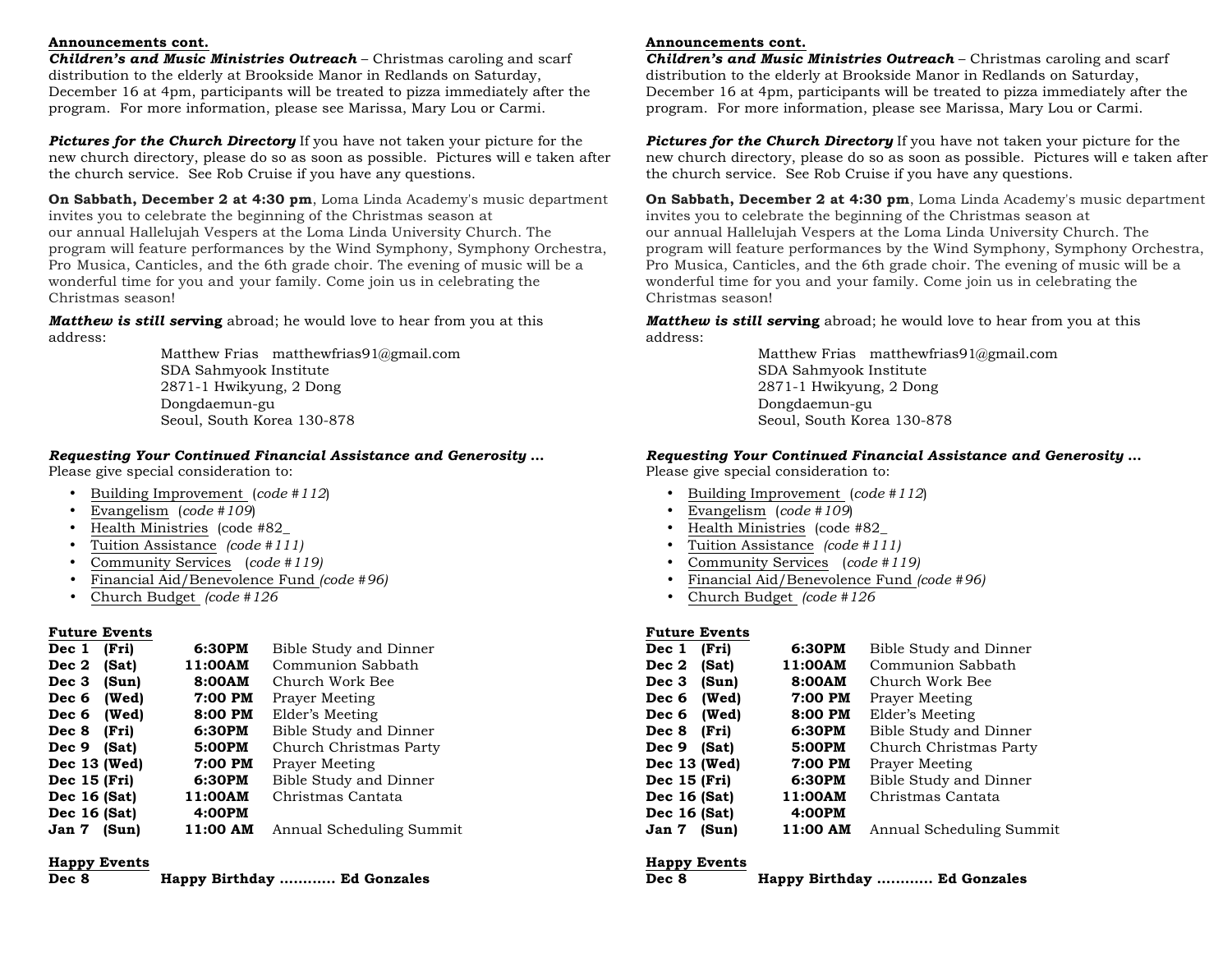**Announcements cont.**

***Children's and Music Ministries Outreach*** – Christmas caroling and scarf distribution to the elderly at Brookside Manor in Redlands on Saturday, December 16 at 4pm, participants will be treated to pizza immediately after the program. For more information, please see Marissa, Mary Lou or Carmi.

***Pictures for the Church Directory*** If you have not taken your picture for the new church directory, please do so as soon as possible. Pictures will e taken after the church service. See Rob Cruise if you have any questions.

**On Sabbath, December 2 at 4:30 pm**, Loma Linda Academy's music department invites you to celebrate the beginning of the Christmas season at our annual Hallelujah Vespers at the Loma Linda University Church. The program will feature performances by the Wind Symphony, Symphony Orchestra, Pro Musica, Canticles, and the 6th grade choir. The evening of music will be a wonderful time for you and your family. Come join us in celebrating the Christmas season!

***Matthew is still serving*** abroad; he would love to hear from you at this address:

Matthew Frias matthewfrias91@gmail.com
SDA Sahmyook Institute
2871-1 Hwikyung, 2 Dong
Dongdaemun-gu
Seoul, South Korea 130-878

***Requesting Your Continued Financial Assistance and Generosity …***
Please give special consideration to:

- Building Improvement (*code #112*)
- Evangelism (*code #109*)
- Health Ministries (code #82_
- Tuition Assistance *(code #111)*
- Community Services (*code #119)*
- Financial Aid/Benevolence Fund *(code #96)*
- Church Budget *(code #126*

**Future Events**

| | | |
|---|---|---|
| **Dec 1 (Fri)** | **6:30PM** | Bible Study and Dinner |
| **Dec 2 (Sat)** | **11:00AM** | Communion Sabbath |
| **Dec 3 (Sun)** | **8:00AM** | Church Work Bee |
| **Dec 6 (Wed)** | **7:00 PM** | Prayer Meeting |
| **Dec 6 (Wed)** | **8:00 PM** | Elder's Meeting |
| **Dec 8 (Fri)** | **6:30PM** | Bible Study and Dinner |
| **Dec 9 (Sat)** | **5:00PM** | Church Christmas Party |
| **Dec 13 (Wed)** | **7:00 PM** | Prayer Meeting |
| **Dec 15 (Fri)** | **6:30PM** | Bible Study and Dinner |
| **Dec 16 (Sat)** | **11:00AM** | Christmas Cantata |
| **Dec 16 (Sat)** | **4:00PM** | |
| **Jan 7 (Sun)** | **11:00 AM** | Annual Scheduling Summit |

**Happy Events**

**Dec 8** **Happy Birthday ………… Ed Gonzales**